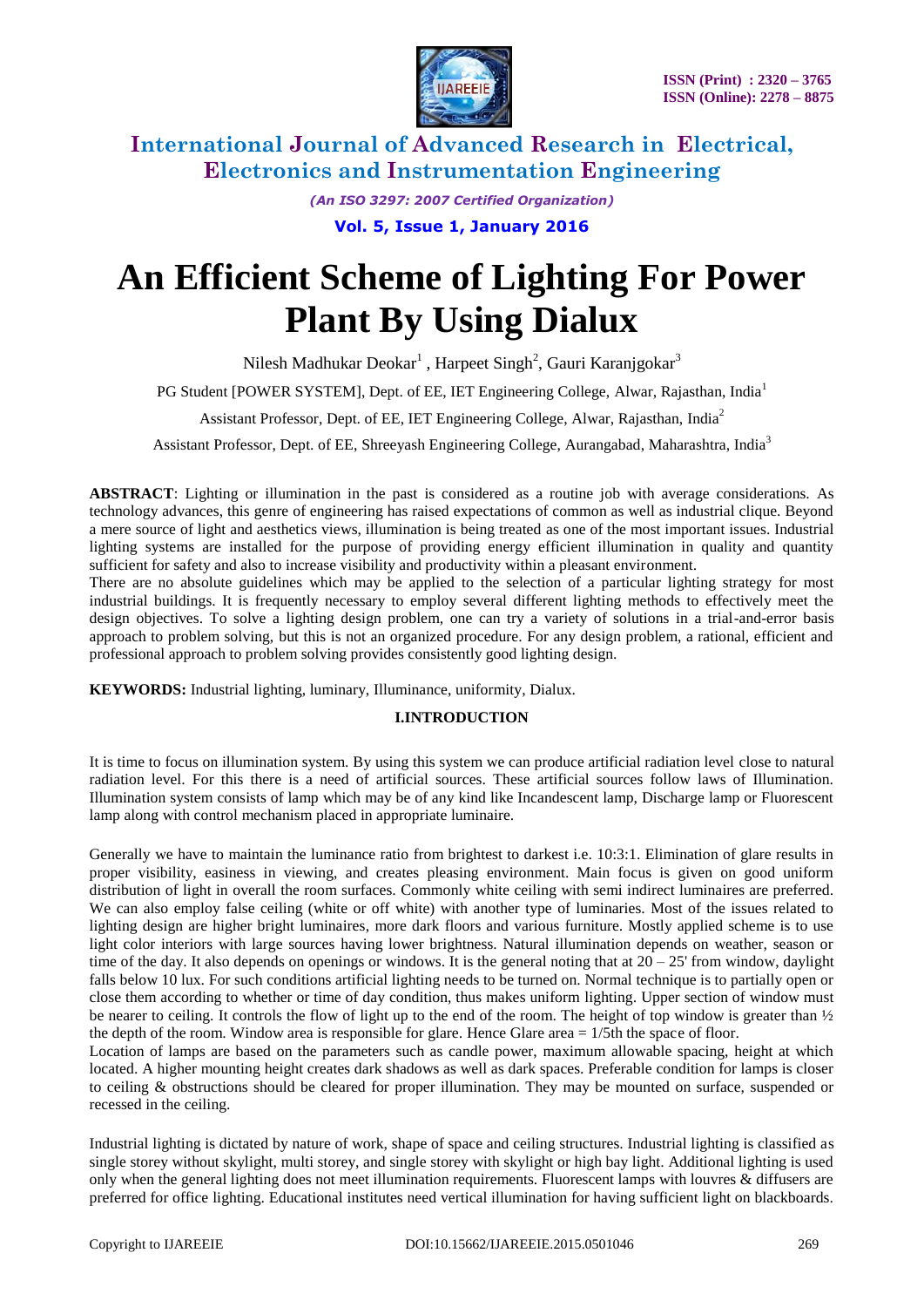# An Efficient Scheme of Lighting For Power Plant By Using Dialux

Nilesh Madhukar Deokar[1] , Harpeet Singh[2], Gauri Karanjgokar[3]

PG Student [POWER SYSTEM], Dept. of EE, IET Engineering College, Alwar, Rajasthan, India[1]

Assistant Professor, Dept. of EE, IET Engineering College, Alwar, Rajasthan, India[2]

Assistant Professor, Dept. of EE, Shreeyash Engineering College, Aurangabad, Maharashtra, India[3]

**ABSTRACT**: Lighting or illumination in the past is considered as a routine job with average considerations. As technology advances, this genre of engineering has raised expectations of common as well as industrial clique. Beyond a mere source of light and aesthetics views, illumination is being treated as one of the most important issues. Industrial lighting systems are installed for the purpose of providing energy efficient illumination in quality and quantity sufficient for safety and also to increase visibility and productivity within a pleasant environment.

There are no absolute guidelines which may be applied to the selection of a particular lighting strategy for most industrial buildings. It is frequently necessary to employ several different lighting methods to effectively meet the design objectives. To solve a lighting design problem, one can try a variety of solutions in a trial-and-error basis approach to problem solving, but this is not an organized procedure. For any design problem, a rational, efficient and professional approach to problem solving provides consistently good lighting design.

**KEYWORDS:** Industrial lighting, luminary, Illuminance, uniformity, Dialux.

## I.INTRODUCTION

It is time to focus on illumination system. By using this system we can produce artificial radiation level close to natural radiation level. For this there is a need of artificial sources. These artificial sources follow laws of Illumination. Illumination system consists of lamp which may be of any kind like Incandescent lamp, Discharge lamp or Fluorescent lamp along with control mechanism placed in appropriate luminaire.

Generally we have to maintain the luminance ratio from brightest to darkest i.e. 10:3:1. Elimination of glare results in proper visibility, easiness in viewing, and creates pleasing environment. Main focus is given on good uniform distribution of light in overall the room surfaces. Commonly white ceiling with semi indirect luminaires are preferred. We can also employ false ceiling (white or off white) with another type of luminaries. Most of the issues related to lighting design are higher bright luminaires, more dark floors and various furniture. Mostly applied scheme is to use light color interiors with large sources having lower brightness. Natural illumination depends on weather, season or time of the day. It also depends on openings or windows. It is the general noting that at 20 – 25' from window, daylight falls below 10 lux. For such conditions artificial lighting needs to be turned on. Normal technique is to partially open or close them according to whether or time of day condition, thus makes uniform lighting. Upper section of window must be nearer to ceiling. It controls the flow of light up to the end of the room. The height of top window is greater than ½ the depth of the room. Window area is responsible for glare. Hence Glare area = 1/5th the space of floor.

Location of lamps are based on the parameters such as candle power, maximum allowable spacing, height at which located. A higher mounting height creates dark shadows as well as dark spaces. Preferable condition for lamps is closer to ceiling & obstructions should be cleared for proper illumination. They may be mounted on surface, suspended or recessed in the ceiling.

Industrial lighting is dictated by nature of work, shape of space and ceiling structures. Industrial lighting is classified as single storey without skylight, multi storey, and single storey with skylight or high bay light. Additional lighting is used only when the general lighting does not meet illumination requirements. Fluorescent lamps with louvres & diffusers are preferred for office lighting. Educational institutes need vertical illumination for having sufficient light on blackboards.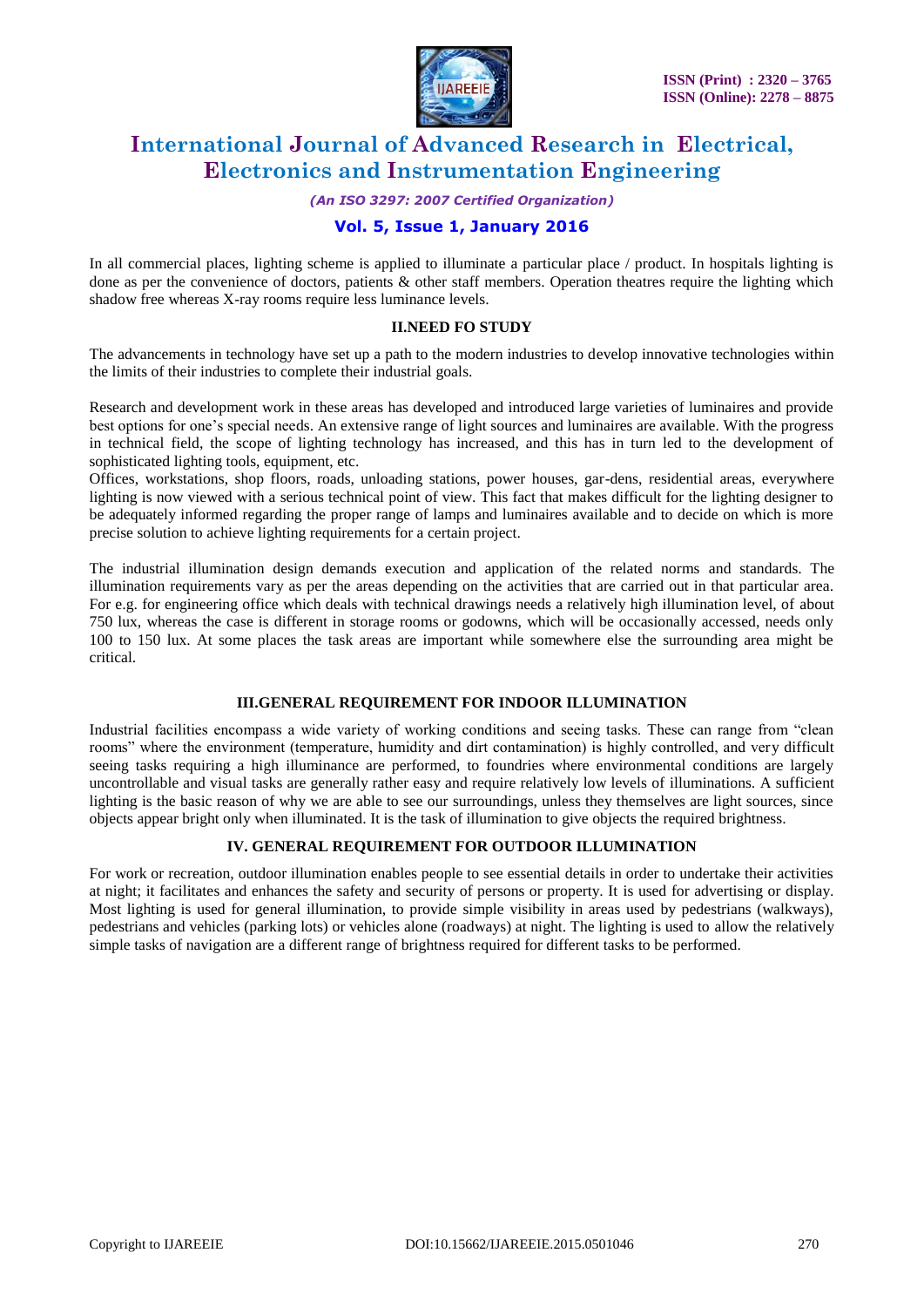In all commercial places, lighting scheme is applied to illuminate a particular place / product. In hospitals lighting is done as per the convenience of doctors, patients & other staff members. Operation theatres require the lighting which shadow free whereas X-ray rooms require less luminance levels.

## II.NEED FO STUDY

The advancements in technology have set up a path to the modern industries to develop innovative technologies within the limits of their industries to complete their industrial goals.

Research and development work in these areas has developed and introduced large varieties of luminaires and provide best options for one's special needs. An extensive range of light sources and luminaires are available. With the progress in technical field, the scope of lighting technology has increased, and this has in turn led to the development of sophisticated lighting tools, equipment, etc.

Offices, workstations, shop floors, roads, unloading stations, power houses, gar-dens, residential areas, everywhere lighting is now viewed with a serious technical point of view. This fact that makes difficult for the lighting designer to be adequately informed regarding the proper range of lamps and luminaires available and to decide on which is more precise solution to achieve lighting requirements for a certain project.

The industrial illumination design demands execution and application of the related norms and standards. The illumination requirements vary as per the areas depending on the activities that are carried out in that particular area. For e.g. for engineering office which deals with technical drawings needs a relatively high illumination level, of about 750 lux, whereas the case is different in storage rooms or godowns, which will be occasionally accessed, needs only 100 to 150 lux. At some places the task areas are important while somewhere else the surrounding area might be critical.

## III.GENERAL REQUIREMENT FOR INDOOR ILLUMINATION

Industrial facilities encompass a wide variety of working conditions and seeing tasks. These can range from "clean rooms" where the environment (temperature, humidity and dirt contamination) is highly controlled, and very difficult seeing tasks requiring a high illuminance are performed, to foundries where environmental conditions are largely uncontrollable and visual tasks are generally rather easy and require relatively low levels of illuminations. A sufficient lighting is the basic reason of why we are able to see our surroundings, unless they themselves are light sources, since objects appear bright only when illuminated. It is the task of illumination to give objects the required brightness.

## IV. GENERAL REQUIREMENT FOR OUTDOOR ILLUMINATION

For work or recreation, outdoor illumination enables people to see essential details in order to undertake their activities at night; it facilitates and enhances the safety and security of persons or property. It is used for advertising or display. Most lighting is used for general illumination, to provide simple visibility in areas used by pedestrians (walkways), pedestrians and vehicles (parking lots) or vehicles alone (roadways) at night. The lighting is used to allow the relatively simple tasks of navigation are a different range of brightness required for different tasks to be performed.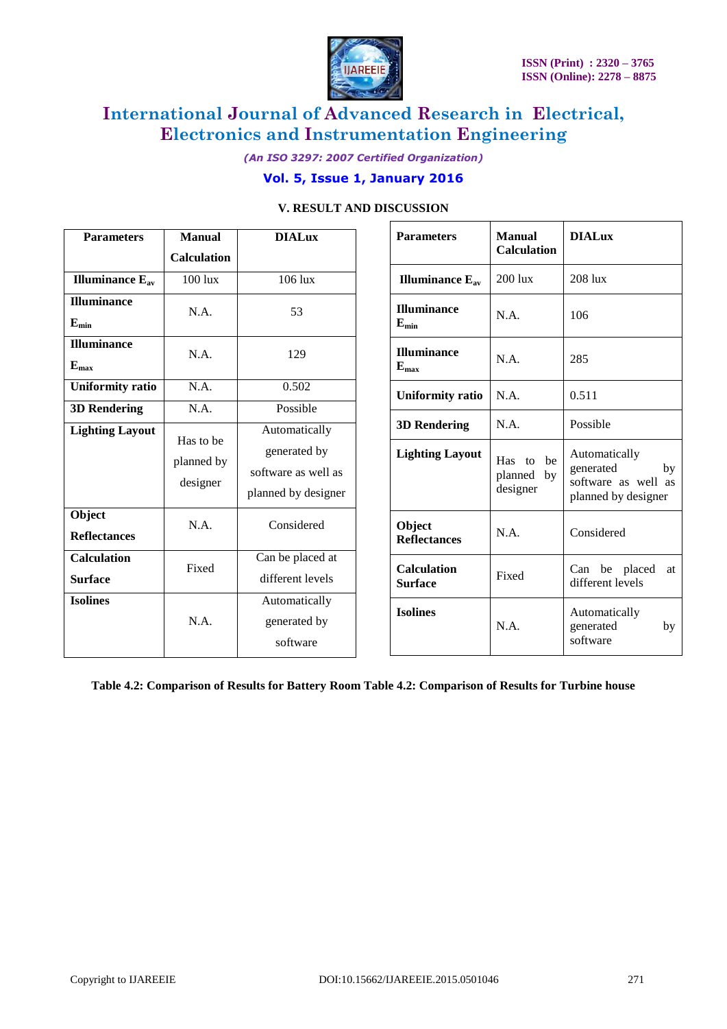## V. RESULT AND DISCUSSION

| Parameters | Manual Calculation | DIALux |
|---|---|---|
| Illuminance $E_{av}$ | 100 lux | 106 lux |
| Illuminance $E_{min}$ | N.A. | 53 |
| Illuminance $E_{max}$ | N.A. | 129 |
| Uniformity ratio | N.A. | 0.502 |
| 3D Rendering | N.A. | Possible |
| Lighting Layout | Has to be planned by designer | Automatically generated by software as well as planned by designer |
| Object Reflectances | N.A. | Considered |
| Calculation Surface | Fixed | Can be placed at different levels |
| Isolines | N.A. | Automatically generated by software |

**Table 4.2: Comparison of Results for Battery Room**

| Parameters | Manual Calculation | DIALux |
|---|---|---|
| Illuminance $E_{av}$ | 200 lux | 208 lux |
| Illuminance $E_{min}$ | N.A. | 106 |
| Illuminance $E_{max}$ | N.A. | 285 |
| Uniformity ratio | N.A. | 0.511 |
| 3D Rendering | N.A. | Possible |
| Lighting Layout | Has to be planned by designer | Automatically generated by software as well as planned by designer |
| Object Reflectances | N.A. | Considered |
| Calculation Surface | Fixed | Can be placed at different levels |
| Isolines | N.A. | Automatically generated by software |

**Table 4.2: Comparison of Results for Turbine house**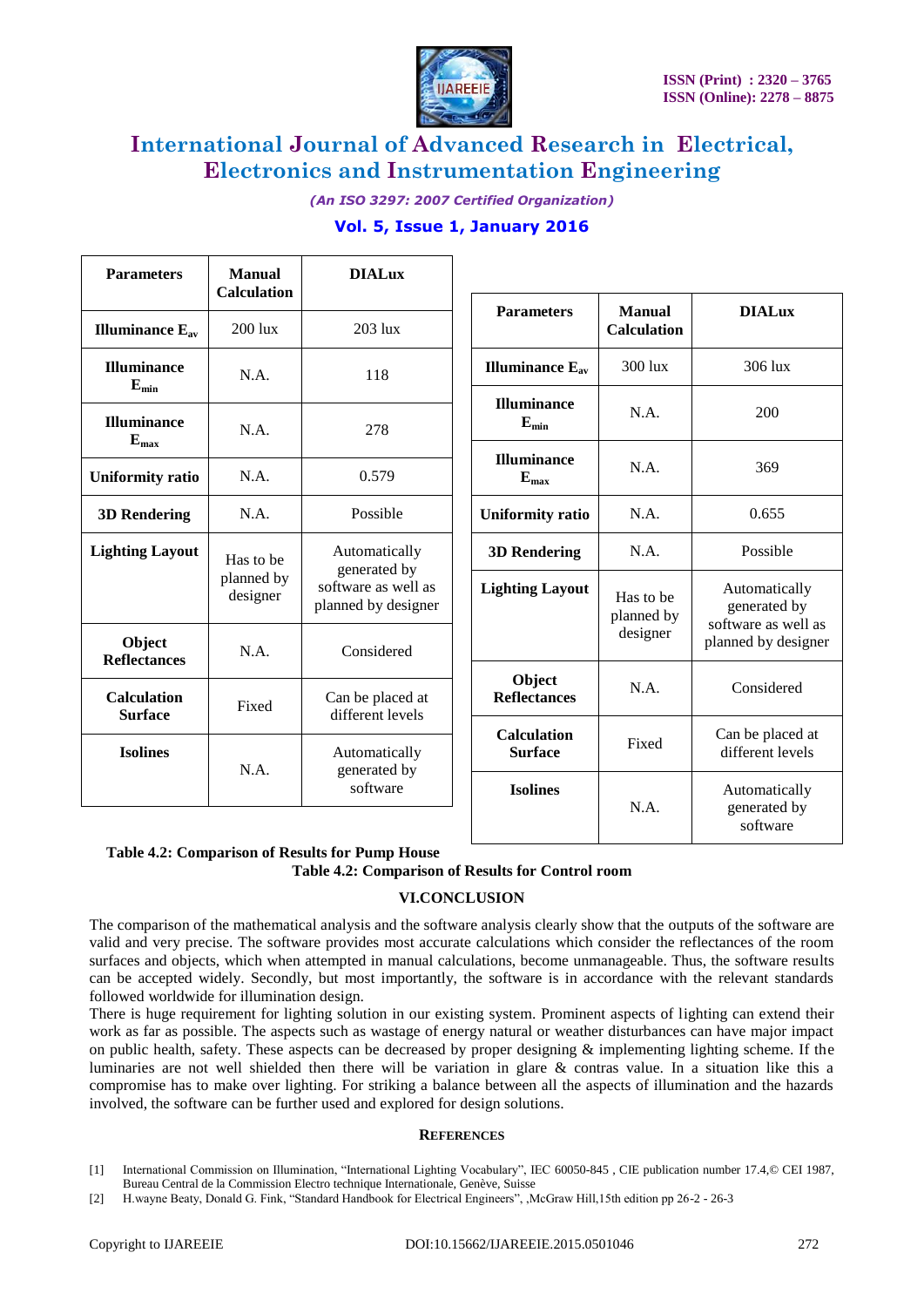| Parameters | Manual Calculation | DIALux |
|---|---|---|
| Illuminance $E_{av}$ | 200 lux | 203 lux |
| Illuminance $E_{min}$ | N.A. | 118 |
| Illuminance $E_{max}$ | N.A. | 278 |
| Uniformity ratio | N.A. | 0.579 |
| 3D Rendering | N.A. | Possible |
| Lighting Layout | Has to be planned by designer | Automatically generated by software as well as planned by designer |
| Object Reflectances | N.A. | Considered |
| Calculation Surface | Fixed | Can be placed at different levels |
| Isolines | N.A. | Automatically generated by software |

**Table 4.2: Comparison of Results for Pump House**

| Parameters | Manual Calculation | DIALux |
|---|---|---|
| Illuminance $E_{av}$ | 300 lux | 306 lux |
| Illuminance $E_{min}$ | N.A. | 200 |
| Illuminance $E_{max}$ | N.A. | 369 |
| Uniformity ratio | N.A. | 0.655 |
| 3D Rendering | N.A. | Possible |
| Lighting Layout | Has to be planned by designer | Automatically generated by software as well as planned by designer |
| Object Reflectances | N.A. | Considered |
| Calculation Surface | Fixed | Can be placed at different levels |
| Isolines | N.A. | Automatically generated by software |

**Table 4.2: Comparison of Results for Control room**

## VI.CONCLUSION

The comparison of the mathematical analysis and the software analysis clearly show that the outputs of the software are valid and very precise. The software provides most accurate calculations which consider the reflectances of the room surfaces and objects, which when attempted in manual calculations, become unmanageable. Thus, the software results can be accepted widely. Secondly, but most importantly, the software is in accordance with the relevant standards followed worldwide for illumination design.

There is huge requirement for lighting solution in our existing system. Prominent aspects of lighting can extend their work as far as possible. The aspects such as wastage of energy natural or weather disturbances can have major impact on public health, safety. These aspects can be decreased by proper designing & implementing lighting scheme. If the luminaries are not well shielded then there will be variation in glare & contras value. In a situation like this a compromise has to make over lighting. For striking a balance between all the aspects of illumination and the hazards involved, the software can be further used and explored for design solutions.

## REFERENCES

[1] International Commission on Illumination, "International Lighting Vocabulary", IEC 60050-845 , CIE publication number 17.4,© CEI 1987, Bureau Central de la Commission Electro technique Internationale, Genève, Suisse

[2] H.wayne Beaty, Donald G. Fink, "Standard Handbook for Electrical Engineers", ,McGraw Hill,15th edition pp 26-2 - 26-3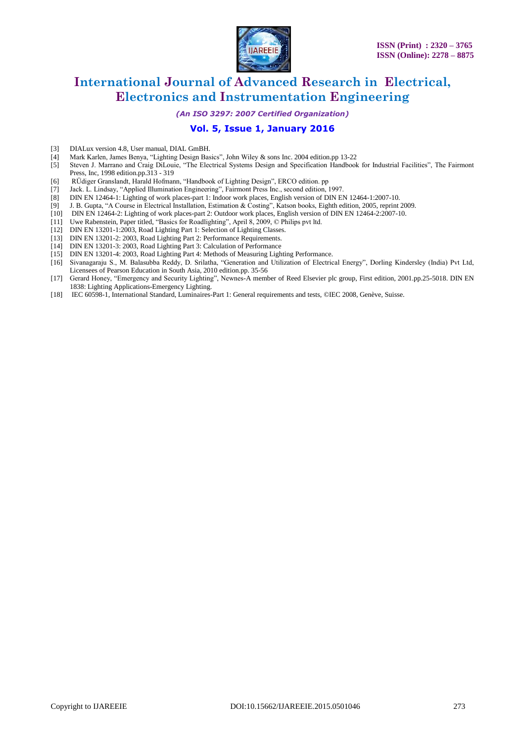[3] DIALux version 4.8, User manual, DIAL GmBH.

[4] Mark Karlen, James Benya, "Lighting Design Basics", John Wiley & sons Inc. 2004 edition.pp 13-22

[5] Steven J. Marrano and Craig DiLouie, "The Electrical Systems Design and Specification Handbook for Industrial Facilities", The Fairmont Press, Inc, 1998 edition.pp.313 - 319

[6] RÜdiger Granslandt, Harald Hofmann, "Handbook of Lighting Design", ERCO edition. pp

[7] Jack. L. Lindsay, "Applied Illumination Engineering", Fairmont Press Inc., second edition, 1997.

[8] DIN EN 12464-1: Lighting of work places-part 1: Indoor work places, English version of DIN EN 12464-1:2007-10.

[9] J. B. Gupta, "A Course in Electrical Installation, Estimation & Costing", Katson books, Eighth edition, 2005, reprint 2009.

[10] DIN EN 12464-2: Lighting of work places-part 2: Outdoor work places, English version of DIN EN 12464-2:2007-10.

[11] Uwe Rabenstein, Paper titled, "Basics for Roadlighting", April 8, 2009, © Philips pvt ltd.

[12] DIN EN 13201-1:2003, Road Lighting Part 1: Selection of Lighting Classes.

[13] DIN EN 13201-2: 2003, Road Lighting Part 2: Performance Requirements.

[14] DIN EN 13201-3: 2003, Road Lighting Part 3: Calculation of Performance

[15] DIN EN 13201-4: 2003, Road Lighting Part 4: Methods of Measuring Lighting Performance.

[16] Sivanagaraju S., M. Balasubba Reddy, D. Srilatha, "Generation and Utilization of Electrical Energy", Dorling Kindersley (India) Pvt Ltd, Licensees of Pearson Education in South Asia, 2010 edition.pp. 35-56

[17] Gerard Honey, "Emergency and Security Lighting", Newnes-A member of Reed Elsevier plc group, First edition, 2001.pp.25-5018. DIN EN 1838: Lighting Applications-Emergency Lighting.

[18] IEC 60598-1, International Standard, Luminaires-Part 1: General requirements and tests, ©IEC 2008, Genève, Suisse.